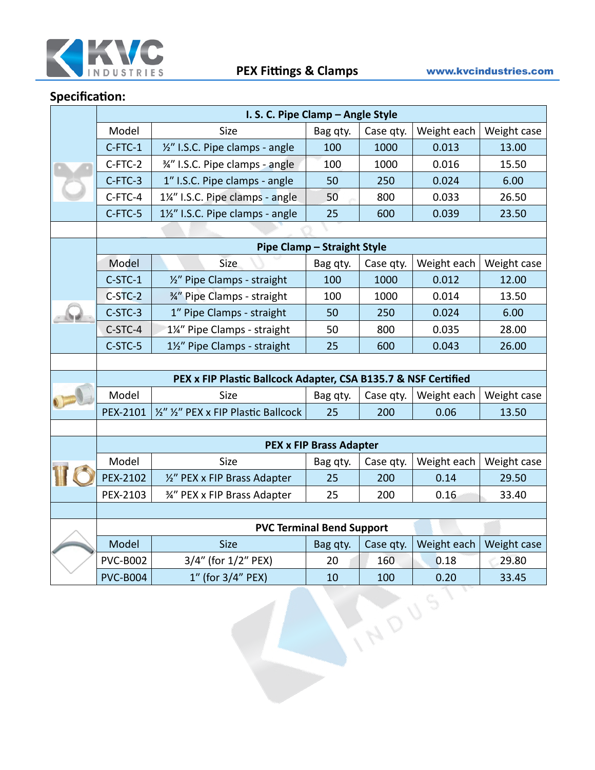# PEX Fittings & Clamps

www.kvcindustries.com

## Specification:

| I. S. C. Pipe Clamp – Angle Style | | | | | |
|---|---|---|---|---|---|
| Model | Size | Bag qty. | Case qty. | Weight each | Weight case |
| C-FTC-1 | ½" I.S.C. Pipe clamps - angle | 100 | 1000 | 0.013 | 13.00 |
| C-FTC-2 | ¾" I.S.C. Pipe clamps - angle | 100 | 1000 | 0.016 | 15.50 |
| C-FTC-3 | 1" I.S.C. Pipe clamps - angle | 50 | 250 | 0.024 | 6.00 |
| C-FTC-4 | 1¼" I.S.C. Pipe clamps - angle | 50 | 800 | 0.033 | 26.50 |
| C-FTC-5 | 1½" I.S.C. Pipe clamps - angle | 25 | 600 | 0.039 | 23.50 |

| Pipe Clamp – Straight Style | | | | | |
|---|---|---|---|---|---|
| Model | Size | Bag qty. | Case qty. | Weight each | Weight case |
| C-STC-1 | ½" Pipe Clamps - straight | 100 | 1000 | 0.012 | 12.00 |
| C-STC-2 | ¾" Pipe Clamps - straight | 100 | 1000 | 0.014 | 13.50 |
| C-STC-3 | 1" Pipe Clamps - straight | 50 | 250 | 0.024 | 6.00 |
| C-STC-4 | 1¼" Pipe Clamps - straight | 50 | 800 | 0.035 | 28.00 |
| C-STC-5 | 1½" Pipe Clamps - straight | 25 | 600 | 0.043 | 26.00 |

| PEX x FIP Plastic Ballcock Adapter, CSA B135.7 & NSF Certified | | | | | |
|---|---|---|---|---|---|
| Model | Size | Bag qty. | Case qty. | Weight each | Weight case |
| PEX-2101 | ½" ½" PEX x FIP Plastic Ballcock | 25 | 200 | 0.06 | 13.50 |

| PEX x FIP Brass Adapter | | | | | |
|---|---|---|---|---|---|
| Model | Size | Bag qty. | Case qty. | Weight each | Weight case |
| PEX-2102 | ½" PEX x FIP Brass Adapter | 25 | 200 | 0.14 | 29.50 |
| PEX-2103 | ¾" PEX x FIP Brass Adapter | 25 | 200 | 0.16 | 33.40 |

| PVC Terminal Bend Support | | | | | |
|---|---|---|---|---|---|
| Model | Size | Bag qty. | Case qty. | Weight each | Weight case |
| PVC-B002 | 3/4" (for 1/2" PEX) | 20 | 160 | 0.18 | 29.80 |
| PVC-B004 | 1" (for 3/4" PEX) | 10 | 100 | 0.20 | 33.45 |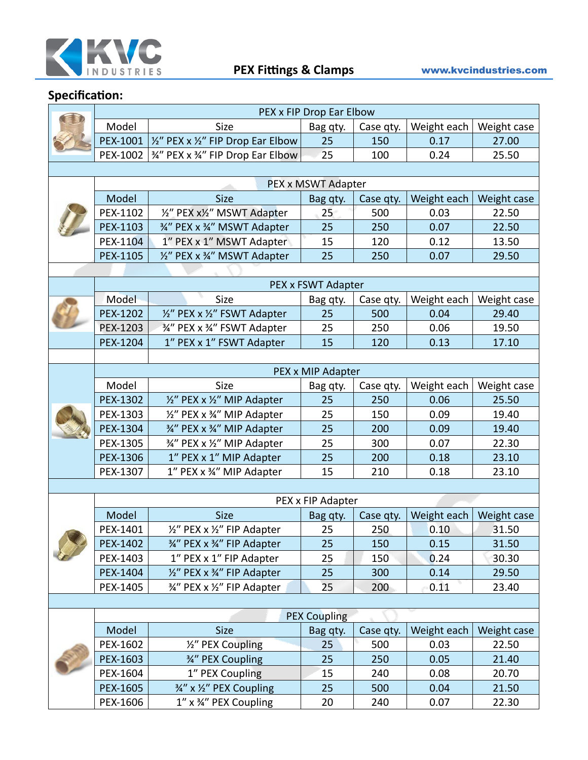## Specification:

| PEX x FIP Drop Ear Elbow | | | | | |
|---|---|---|---|---|---|
| Model | Size | Bag qty. | Case qty. | Weight each | Weight case |
| PEX-1001 | ½" PEX x ½" FIP Drop Ear Elbow | 25 | 150 | 0.17 | 27.00 |
| PEX-1002 | ¾" PEX x ¾" FIP Drop Ear Elbow | 25 | 100 | 0.24 | 25.50 |

| PEX x MSWT Adapter | | | | | |
|---|---|---|---|---|---|
| Model | Size | Bag qty. | Case qty. | Weight each | Weight case |
| PEX-1102 | ½" PEX x½" MSWT Adapter | 25 | 500 | 0.03 | 22.50 |
| PEX-1103 | ¾" PEX x ¾" MSWT Adapter | 25 | 250 | 0.07 | 22.50 |
| PEX-1104 | 1" PEX x 1" MSWT Adapter | 15 | 120 | 0.12 | 13.50 |
| PEX-1105 | ½" PEX x ¾" MSWT Adapter | 25 | 250 | 0.07 | 29.50 |

| PEX x FSWT Adapter | | | | | |
|---|---|---|---|---|---|
| Model | Size | Bag qty. | Case qty. | Weight each | Weight case |
| PEX-1202 | ½" PEX x ½" FSWT Adapter | 25 | 500 | 0.04 | 29.40 |
| PEX-1203 | ¾" PEX x ¾" FSWT Adapter | 25 | 250 | 0.06 | 19.50 |
| PEX-1204 | 1" PEX x 1" FSWT Adapter | 15 | 120 | 0.13 | 17.10 |

| PEX x MIP Adapter | | | | | |
|---|---|---|---|---|---|
| Model | Size | Bag qty. | Case qty. | Weight each | Weight case |
| PEX-1302 | ½" PEX x ½" MIP Adapter | 25 | 250 | 0.06 | 25.50 |
| PEX-1303 | ½" PEX x ¾" MIP Adapter | 25 | 150 | 0.09 | 19.40 |
| PEX-1304 | ¾" PEX x ¾" MIP Adapter | 25 | 200 | 0.09 | 19.40 |
| PEX-1305 | ¾" PEX x ½" MIP Adapter | 25 | 300 | 0.07 | 22.30 |
| PEX-1306 | 1" PEX x 1" MIP Adapter | 25 | 200 | 0.18 | 23.10 |
| PEX-1307 | 1" PEX x ¾" MIP Adapter | 15 | 210 | 0.18 | 23.10 |

| PEX x FIP Adapter | | | | | |
|---|---|---|---|---|---|
| Model | Size | Bag qty. | Case qty. | Weight each | Weight case |
| PEX-1401 | ½" PEX x ½" FIP Adapter | 25 | 250 | 0.10 | 31.50 |
| PEX-1402 | ¾" PEX x ¾" FIP Adapter | 25 | 150 | 0.15 | 31.50 |
| PEX-1403 | 1" PEX x 1" FIP Adapter | 25 | 150 | 0.24 | 30.30 |
| PEX-1404 | ½" PEX x ¾" FIP Adapter | 25 | 300 | 0.14 | 29.50 |
| PEX-1405 | ¾" PEX x ½" FIP Adapter | 25 | 200 | 0.11 | 23.40 |

| PEX Coupling | | | | | |
|---|---|---|---|---|---|
| Model | Size | Bag qty. | Case qty. | Weight each | Weight case |
| PEX-1602 | ½" PEX Coupling | 25 | 500 | 0.03 | 22.50 |
| PEX-1603 | ¾" PEX Coupling | 25 | 250 | 0.05 | 21.40 |
| PEX-1604 | 1" PEX Coupling | 15 | 240 | 0.08 | 20.70 |
| PEX-1605 | ¾" x ½" PEX Coupling | 25 | 500 | 0.04 | 21.50 |
| PEX-1606 | 1" x ¾" PEX Coupling | 20 | 240 | 0.07 | 22.30 |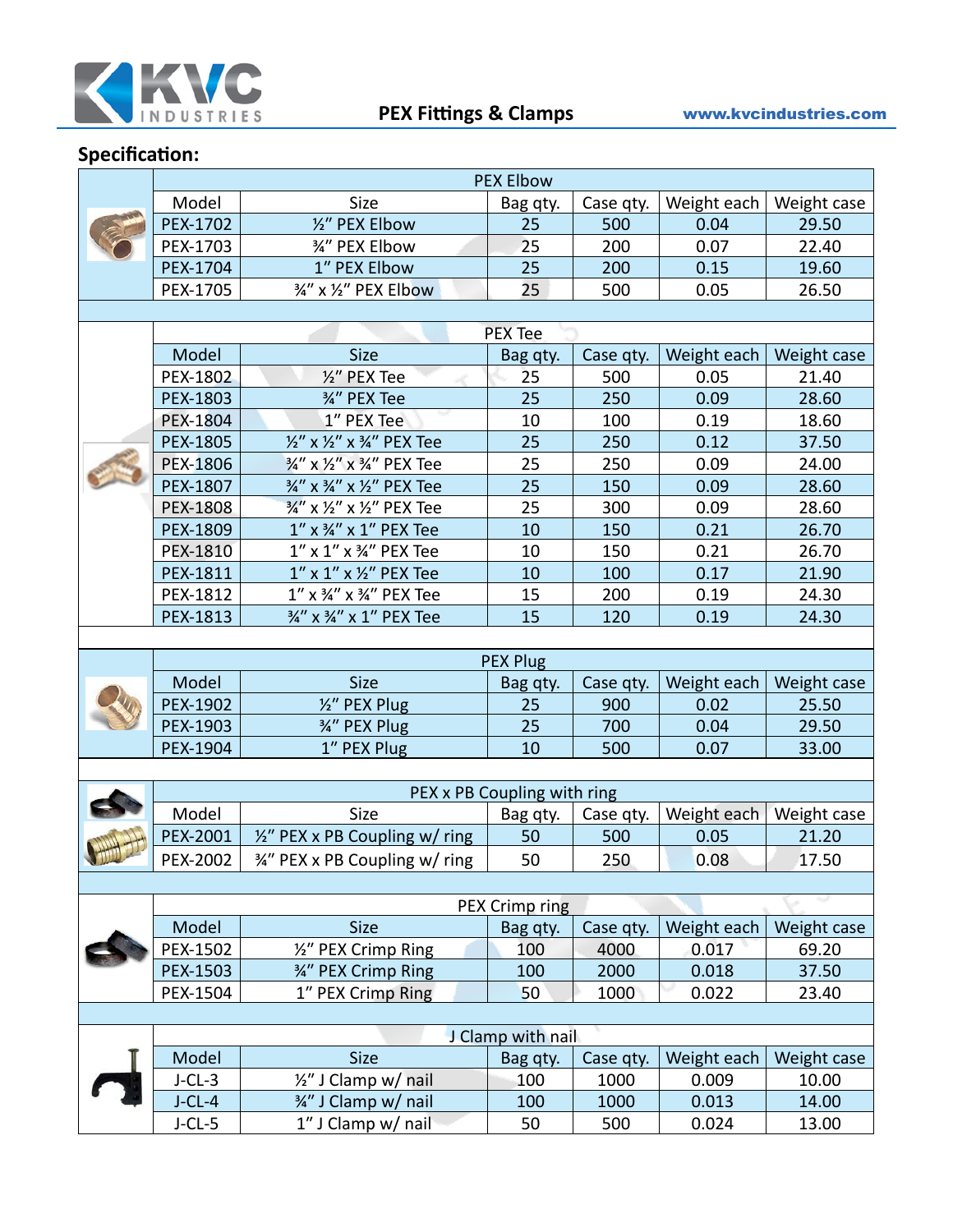## Specification:

| PEX Elbow | | | | | |
|---|---|---|---|---|---|
| Model | Size | Bag qty. | Case qty. | Weight each | Weight case |
| PEX-1702 | ½" PEX Elbow | 25 | 500 | 0.04 | 29.50 |
| PEX-1703 | ¾" PEX Elbow | 25 | 200 | 0.07 | 22.40 |
| PEX-1704 | 1" PEX Elbow | 25 | 200 | 0.15 | 19.60 |
| PEX-1705 | ¾" x ½" PEX Elbow | 25 | 500 | 0.05 | 26.50 |

| PEX Tee | | | | | |
|---|---|---|---|---|---|
| Model | Size | Bag qty. | Case qty. | Weight each | Weight case |
| PEX-1802 | ½" PEX Tee | 25 | 500 | 0.05 | 21.40 |
| PEX-1803 | ¾" PEX Tee | 25 | 250 | 0.09 | 28.60 |
| PEX-1804 | 1" PEX Tee | 10 | 100 | 0.19 | 18.60 |
| PEX-1805 | ½" x ½" x ¾" PEX Tee | 25 | 250 | 0.12 | 37.50 |
| PEX-1806 | ¾" x ½" x ¾" PEX Tee | 25 | 250 | 0.09 | 24.00 |
| PEX-1807 | ¾" x ¾" x ½" PEX Tee | 25 | 150 | 0.09 | 28.60 |
| PEX-1808 | ¾" x ½" x ½" PEX Tee | 25 | 300 | 0.09 | 28.60 |
| PEX-1809 | 1" x ¾" x 1" PEX Tee | 10 | 150 | 0.21 | 26.70 |
| PEX-1810 | 1" x 1" x ¾" PEX Tee | 10 | 150 | 0.21 | 26.70 |
| PEX-1811 | 1" x 1" x ½" PEX Tee | 10 | 100 | 0.17 | 21.90 |
| PEX-1812 | 1" x ¾" x ¾" PEX Tee | 15 | 200 | 0.19 | 24.30 |
| PEX-1813 | ¾" x ¾" x 1" PEX Tee | 15 | 120 | 0.19 | 24.30 |

| PEX Plug | | | | | |
|---|---|---|---|---|---|
| Model | Size | Bag qty. | Case qty. | Weight each | Weight case |
| PEX-1902 | ½" PEX Plug | 25 | 900 | 0.02 | 25.50 |
| PEX-1903 | ¾" PEX Plug | 25 | 700 | 0.04 | 29.50 |
| PEX-1904 | 1" PEX Plug | 10 | 500 | 0.07 | 33.00 |

| PEX x PB Coupling with ring | | | | | |
|---|---|---|---|---|---|
| Model | Size | Bag qty. | Case qty. | Weight each | Weight case |
| PEX-2001 | ½" PEX x PB Coupling w/ ring | 50 | 500 | 0.05 | 21.20 |
| PEX-2002 | ¾" PEX x PB Coupling w/ ring | 50 | 250 | 0.08 | 17.50 |

| PEX Crimp ring | | | | | |
|---|---|---|---|---|---|
| Model | Size | Bag qty. | Case qty. | Weight each | Weight case |
| PEX-1502 | ½" PEX Crimp Ring | 100 | 4000 | 0.017 | 69.20 |
| PEX-1503 | ¾" PEX Crimp Ring | 100 | 2000 | 0.018 | 37.50 |
| PEX-1504 | 1" PEX Crimp Ring | 50 | 1000 | 0.022 | 23.40 |

| J Clamp with nail | | | | | |
|---|---|---|---|---|---|
| Model | Size | Bag qty. | Case qty. | Weight each | Weight case |
| J-CL-3 | ½" J Clamp w/ nail | 100 | 1000 | 0.009 | 10.00 |
| J-CL-4 | ¾" J Clamp w/ nail | 100 | 1000 | 0.013 | 14.00 |
| J-CL-5 | 1" J Clamp w/ nail | 50 | 500 | 0.024 | 13.00 |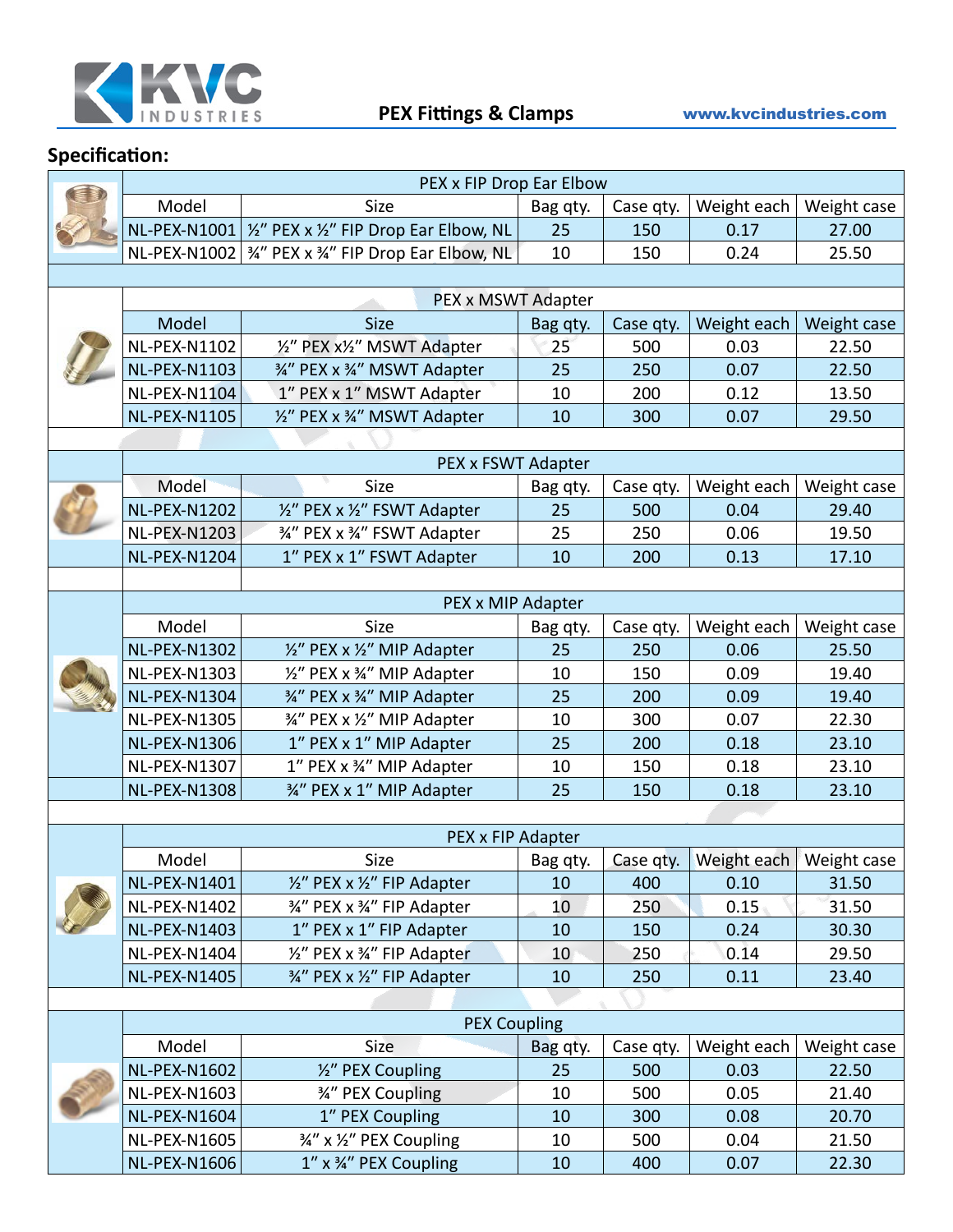**PEX Fittings & Clamps**

www.kvcindustries.com

## Specification:

| PEX x FIP Drop Ear Elbow | | | | | |
|---|---|---|---|---|---|
| Model | Size | Bag qty. | Case qty. | Weight each | Weight case |
| NL-PEX-N1001 | ½" PEX x ½" FIP Drop Ear Elbow, NL | 25 | 150 | 0.17 | 27.00 |
| NL-PEX-N1002 | ¾" PEX x ¾" FIP Drop Ear Elbow, NL | 10 | 150 | 0.24 | 25.50 |

| PEX x MSWT Adapter | | | | | |
|---|---|---|---|---|---|
| Model | Size | Bag qty. | Case qty. | Weight each | Weight case |
| NL-PEX-N1102 | ½" PEX x½" MSWT Adapter | 25 | 500 | 0.03 | 22.50 |
| NL-PEX-N1103 | ¾" PEX x ¾" MSWT Adapter | 25 | 250 | 0.07 | 22.50 |
| NL-PEX-N1104 | 1" PEX x 1" MSWT Adapter | 10 | 200 | 0.12 | 13.50 |
| NL-PEX-N1105 | ½" PEX x ¾" MSWT Adapter | 10 | 300 | 0.07 | 29.50 |

| PEX x FSWT Adapter | | | | | |
|---|---|---|---|---|---|
| Model | Size | Bag qty. | Case qty. | Weight each | Weight case |
| NL-PEX-N1202 | ½" PEX x ½" FSWT Adapter | 25 | 500 | 0.04 | 29.40 |
| NL-PEX-N1203 | ¾" PEX x ¾" FSWT Adapter | 25 | 250 | 0.06 | 19.50 |
| NL-PEX-N1204 | 1" PEX x 1" FSWT Adapter | 10 | 200 | 0.13 | 17.10 |

| PEX x MIP Adapter | | | | | |
|---|---|---|---|---|---|
| Model | Size | Bag qty. | Case qty. | Weight each | Weight case |
| NL-PEX-N1302 | ½" PEX x ½" MIP Adapter | 25 | 250 | 0.06 | 25.50 |
| NL-PEX-N1303 | ½" PEX x ¾" MIP Adapter | 10 | 150 | 0.09 | 19.40 |
| NL-PEX-N1304 | ¾" PEX x ¾" MIP Adapter | 25 | 200 | 0.09 | 19.40 |
| NL-PEX-N1305 | ¾" PEX x ½" MIP Adapter | 10 | 300 | 0.07 | 22.30 |
| NL-PEX-N1306 | 1" PEX x 1" MIP Adapter | 25 | 200 | 0.18 | 23.10 |
| NL-PEX-N1307 | 1" PEX x ¾" MIP Adapter | 10 | 150 | 0.18 | 23.10 |
| NL-PEX-N1308 | ¾" PEX x 1" MIP Adapter | 25 | 150 | 0.18 | 23.10 |

| PEX x FIP Adapter | | | | | |
|---|---|---|---|---|---|
| Model | Size | Bag qty. | Case qty. | Weight each | Weight case |
| NL-PEX-N1401 | ½" PEX x ½" FIP Adapter | 10 | 400 | 0.10 | 31.50 |
| NL-PEX-N1402 | ¾" PEX x ¾" FIP Adapter | 10 | 250 | 0.15 | 31.50 |
| NL-PEX-N1403 | 1" PEX x 1" FIP Adapter | 10 | 150 | 0.24 | 30.30 |
| NL-PEX-N1404 | ½" PEX x ¾" FIP Adapter | 10 | 250 | 0.14 | 29.50 |
| NL-PEX-N1405 | ¾" PEX x ½" FIP Adapter | 10 | 250 | 0.11 | 23.40 |

| PEX Coupling | | | | | |
|---|---|---|---|---|---|
| Model | Size | Bag qty. | Case qty. | Weight each | Weight case |
| NL-PEX-N1602 | ½" PEX Coupling | 25 | 500 | 0.03 | 22.50 |
| NL-PEX-N1603 | ¾" PEX Coupling | 10 | 500 | 0.05 | 21.40 |
| NL-PEX-N1604 | 1" PEX Coupling | 10 | 300 | 0.08 | 20.70 |
| NL-PEX-N1605 | ¾" x ½" PEX Coupling | 10 | 500 | 0.04 | 21.50 |
| NL-PEX-N1606 | 1" x ¾" PEX Coupling | 10 | 400 | 0.07 | 22.30 |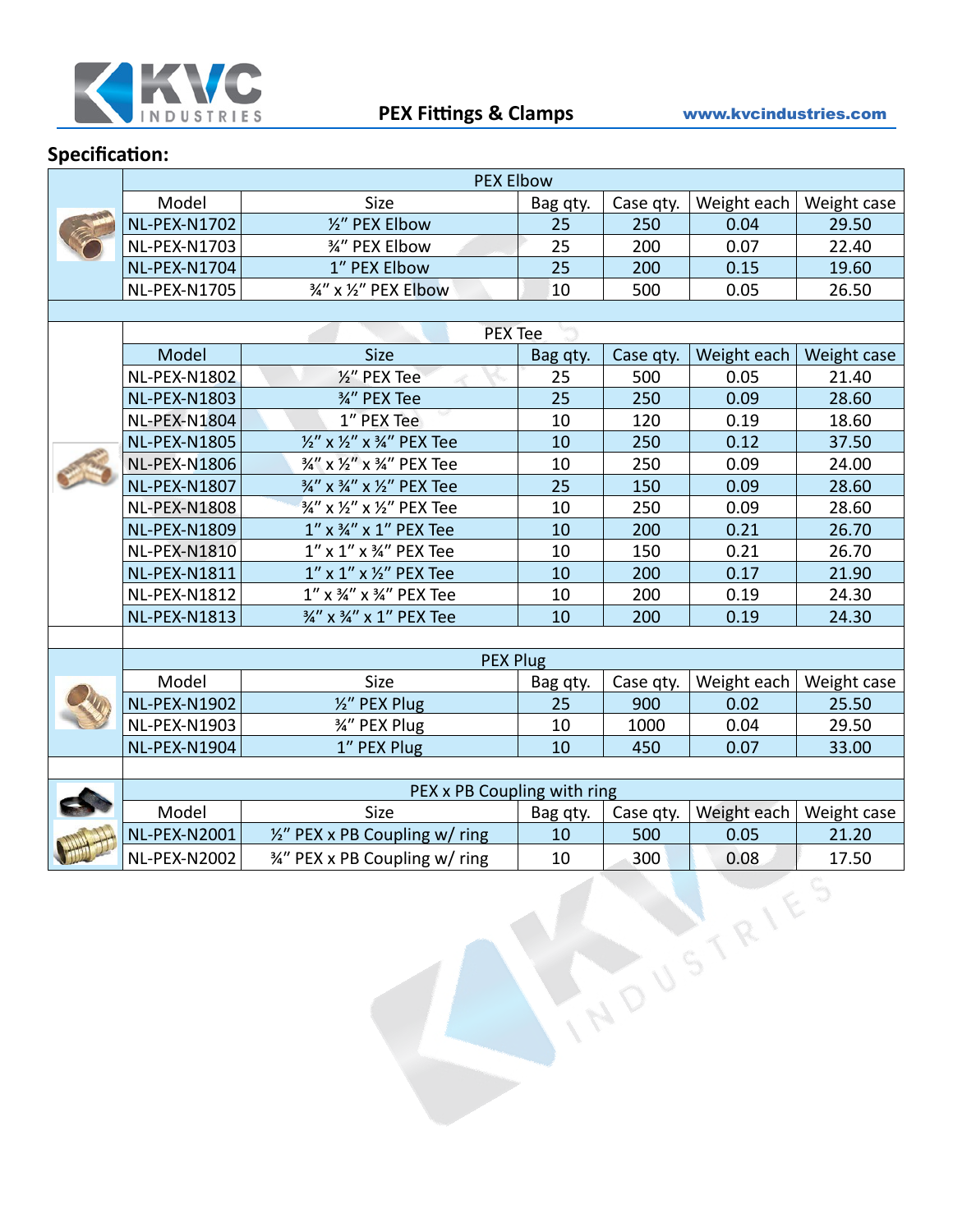## Specification:

| | PEX Elbow | | | | | |
|---|---|---|---|---|---|---|
| | Model | Size | Bag qty. | Case qty. | Weight each | Weight case |
| | NL-PEX-N1702 | ½" PEX Elbow | 25 | 250 | 0.04 | 29.50 |
| | NL-PEX-N1703 | ¾" PEX Elbow | 25 | 200 | 0.07 | 22.40 |
| | NL-PEX-N1704 | 1" PEX Elbow | 25 | 200 | 0.15 | 19.60 |
| | NL-PEX-N1705 | ¾" x ½" PEX Elbow | 10 | 500 | 0.05 | 26.50 |

| | PEX Tee | | | | | |
|---|---|---|---|---|---|---|
| | Model | Size | Bag qty. | Case qty. | Weight each | Weight case |
| | NL-PEX-N1802 | ½" PEX Tee | 25 | 500 | 0.05 | 21.40 |
| | NL-PEX-N1803 | ¾" PEX Tee | 25 | 250 | 0.09 | 28.60 |
| | NL-PEX-N1804 | 1" PEX Tee | 10 | 120 | 0.19 | 18.60 |
| | NL-PEX-N1805 | ½" x ½" x ¾" PEX Tee | 10 | 250 | 0.12 | 37.50 |
| | NL-PEX-N1806 | ¾" x ½" x ¾" PEX Tee | 10 | 250 | 0.09 | 24.00 |
| | NL-PEX-N1807 | ¾" x ¾" x ½" PEX Tee | 25 | 150 | 0.09 | 28.60 |
| | NL-PEX-N1808 | ¾" x ½" x ½" PEX Tee | 10 | 250 | 0.09 | 28.60 |
| | NL-PEX-N1809 | 1" x ¾" x 1" PEX Tee | 10 | 200 | 0.21 | 26.70 |
| | NL-PEX-N1810 | 1" x 1" x ¾" PEX Tee | 10 | 150 | 0.21 | 26.70 |
| | NL-PEX-N1811 | 1" x 1" x ½" PEX Tee | 10 | 200 | 0.17 | 21.90 |
| | NL-PEX-N1812 | 1" x ¾" x ¾" PEX Tee | 10 | 200 | 0.19 | 24.30 |
| | NL-PEX-N1813 | ¾" x ¾" x 1" PEX Tee | 10 | 200 | 0.19 | 24.30 |

| | PEX Plug | | | | | |
|---|---|---|---|---|---|---|
| | Model | Size | Bag qty. | Case qty. | Weight each | Weight case |
| | NL-PEX-N1902 | ½" PEX Plug | 25 | 900 | 0.02 | 25.50 |
| | NL-PEX-N1903 | ¾" PEX Plug | 10 | 1000 | 0.04 | 29.50 |
| | NL-PEX-N1904 | 1" PEX Plug | 10 | 450 | 0.07 | 33.00 |

| | PEX x PB Coupling with ring | | | | | |
|---|---|---|---|---|---|---|
| | Model | Size | Bag qty. | Case qty. | Weight each | Weight case |
| | NL-PEX-N2001 | ½" PEX x PB Coupling w/ ring | 10 | 500 | 0.05 | 21.20 |
| | NL-PEX-N2002 | ¾" PEX x PB Coupling w/ ring | 10 | 300 | 0.08 | 17.50 |